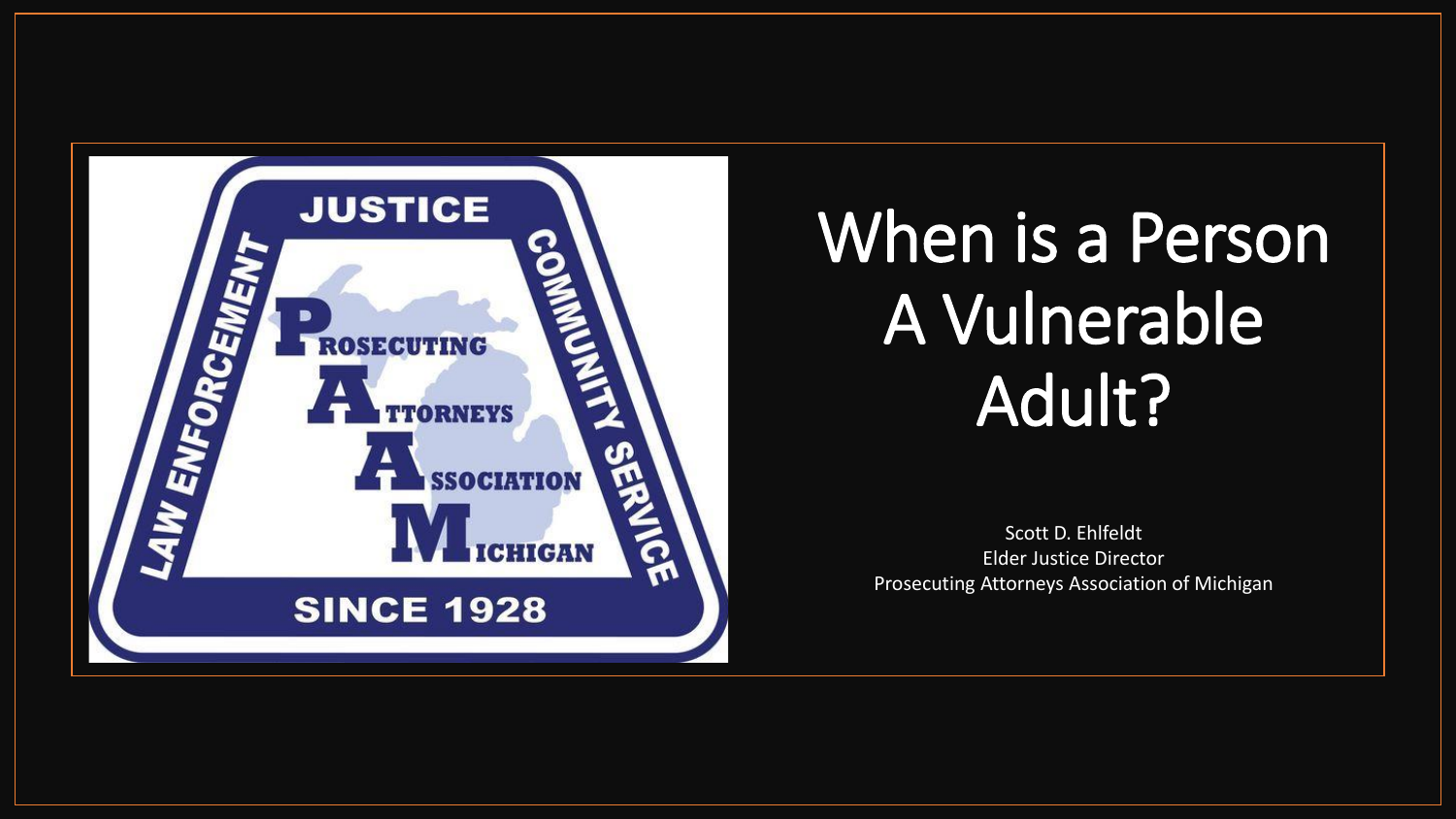# When is a Person A Vulnerable Adult?

Scott D. Ehlfeldt
Elder Justice Director
Prosecuting Attorneys Association of Michigan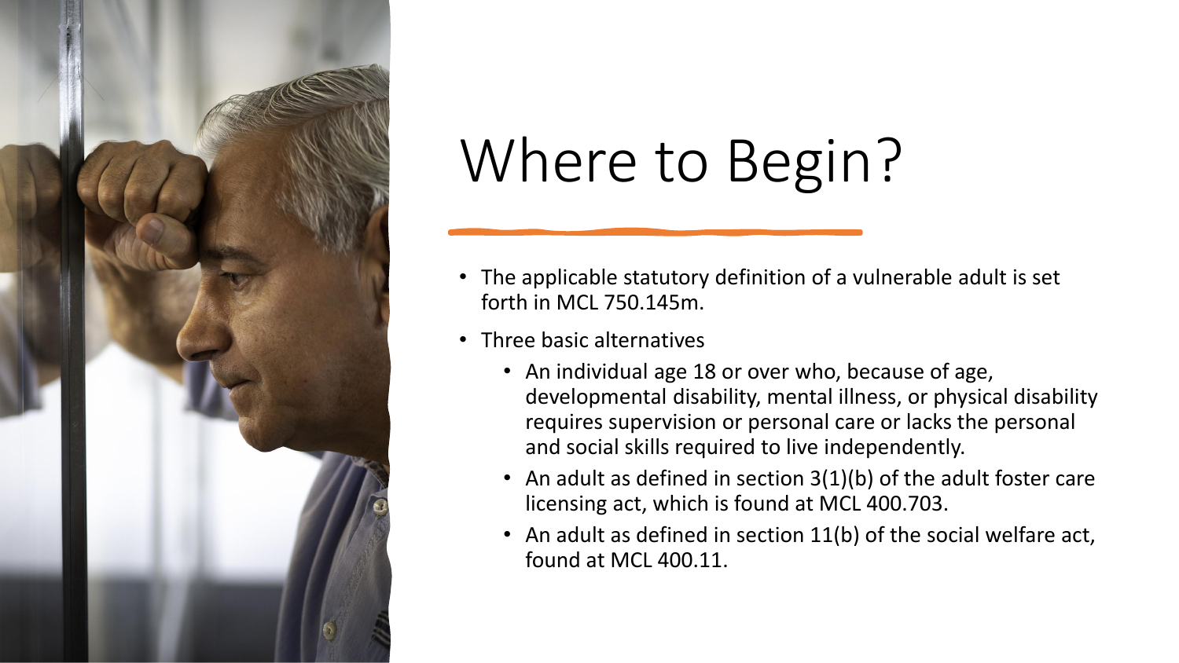# Where to Begin?

- The applicable statutory definition of a vulnerable adult is set forth in MCL 750.145m.
- Three basic alternatives
  - An individual age 18 or over who, because of age, developmental disability, mental illness, or physical disability requires supervision or personal care or lacks the personal and social skills required to live independently.
  - An adult as defined in section 3(1)(b) of the adult foster care licensing act, which is found at MCL 400.703.
  - An adult as defined in section 11(b) of the social welfare act, found at MCL 400.11.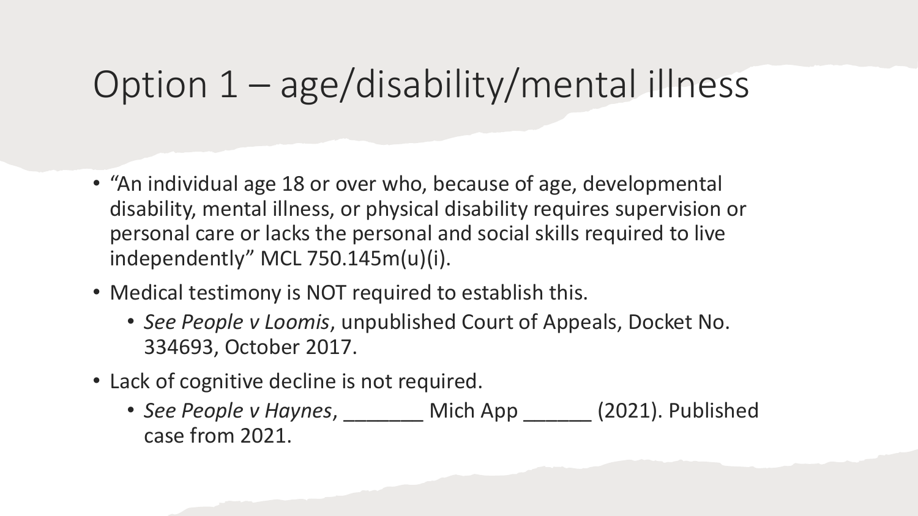# Option 1 – age/disability/mental illness

- "An individual age 18 or over who, because of age, developmental disability, mental illness, or physical disability requires supervision or personal care or lacks the personal and social skills required to live independently" MCL 750.145m(u)(i).
- Medical testimony is NOT required to establish this.
  - *See People v Loomis*, unpublished Court of Appeals, Docket No. 334693, October 2017.
- Lack of cognitive decline is not required.
  - *See People v Haynes*, _______ Mich App ______ (2021). Published case from 2021.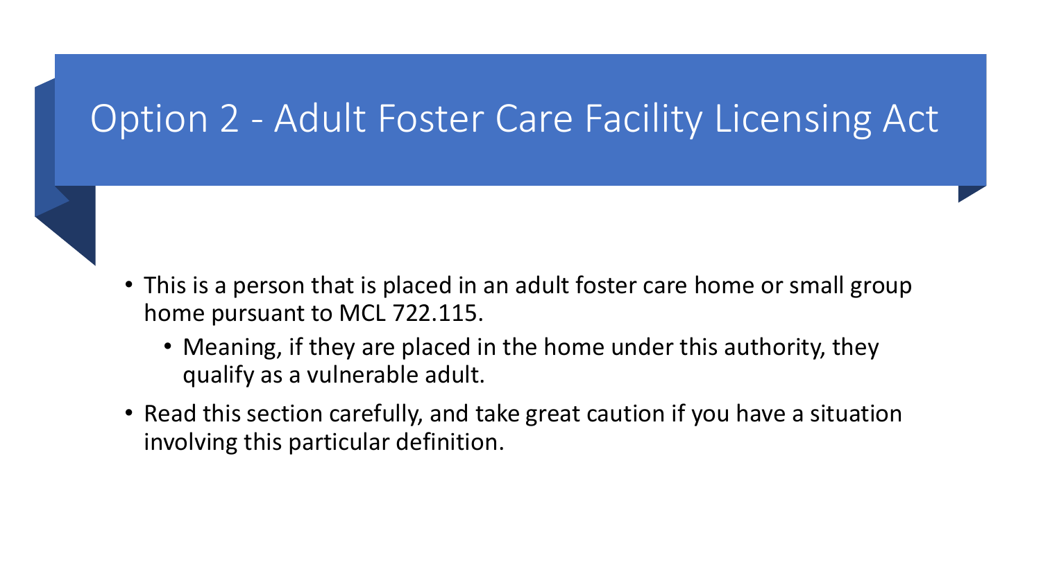# Option 2 - Adult Foster Care Facility Licensing Act

- This is a person that is placed in an adult foster care home or small group home pursuant to MCL 722.115.
  - Meaning, if they are placed in the home under this authority, they qualify as a vulnerable adult.
- Read this section carefully, and take great caution if you have a situation involving this particular definition.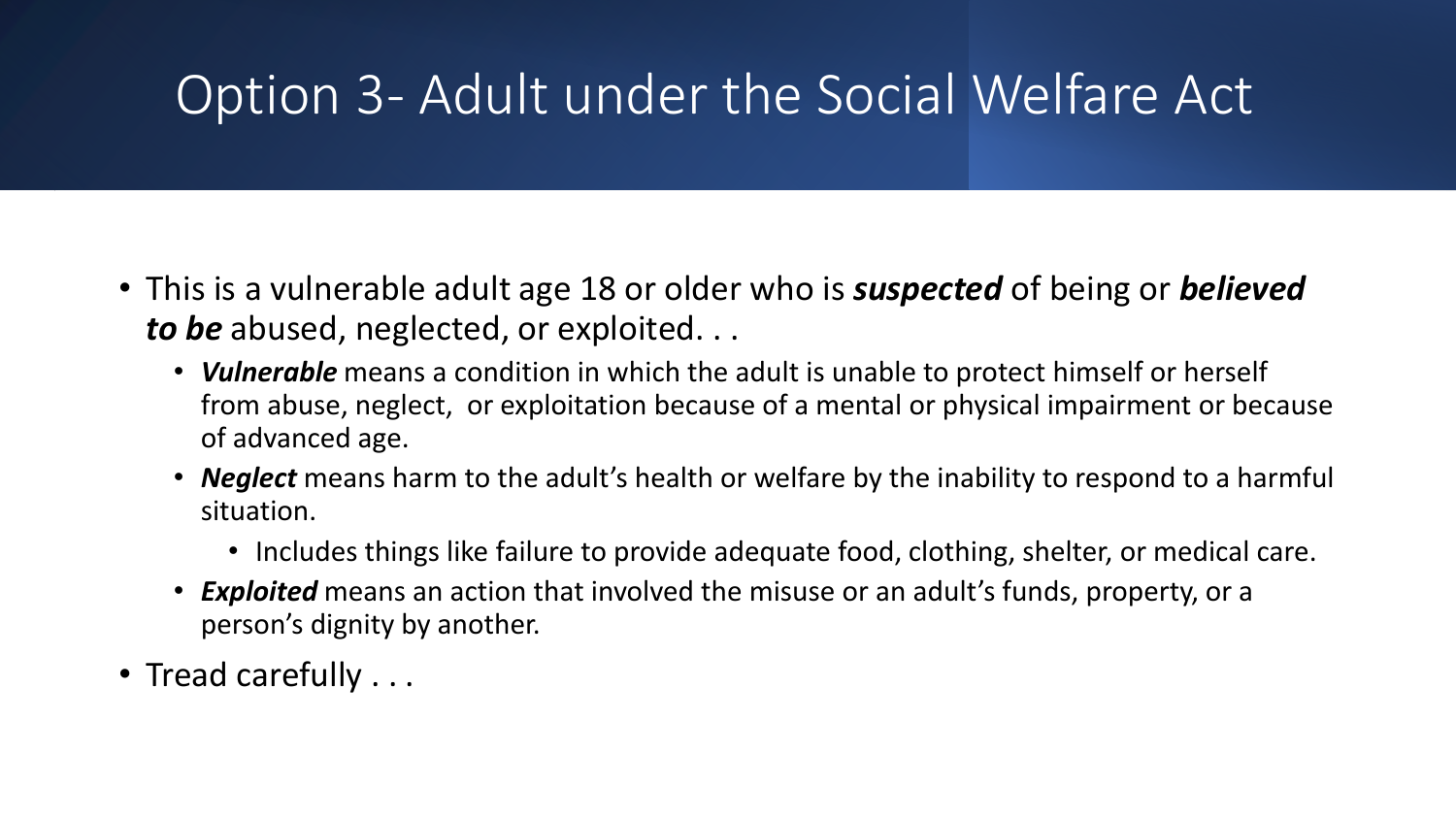# Option 3- Adult under the Social Welfare Act

- This is a vulnerable adult age 18 or older who is ***suspected*** of being or ***believed to be*** abused, neglected, or exploited. . .
  - ***Vulnerable*** means a condition in which the adult is unable to protect himself or herself from abuse, neglect, or exploitation because of a mental or physical impairment or because of advanced age.
  - ***Neglect*** means harm to the adult's health or welfare by the inability to respond to a harmful situation.
    - Includes things like failure to provide adequate food, clothing, shelter, or medical care.
  - ***Exploited*** means an action that involved the misuse or an adult's funds, property, or a person's dignity by another.
- Tread carefully . . .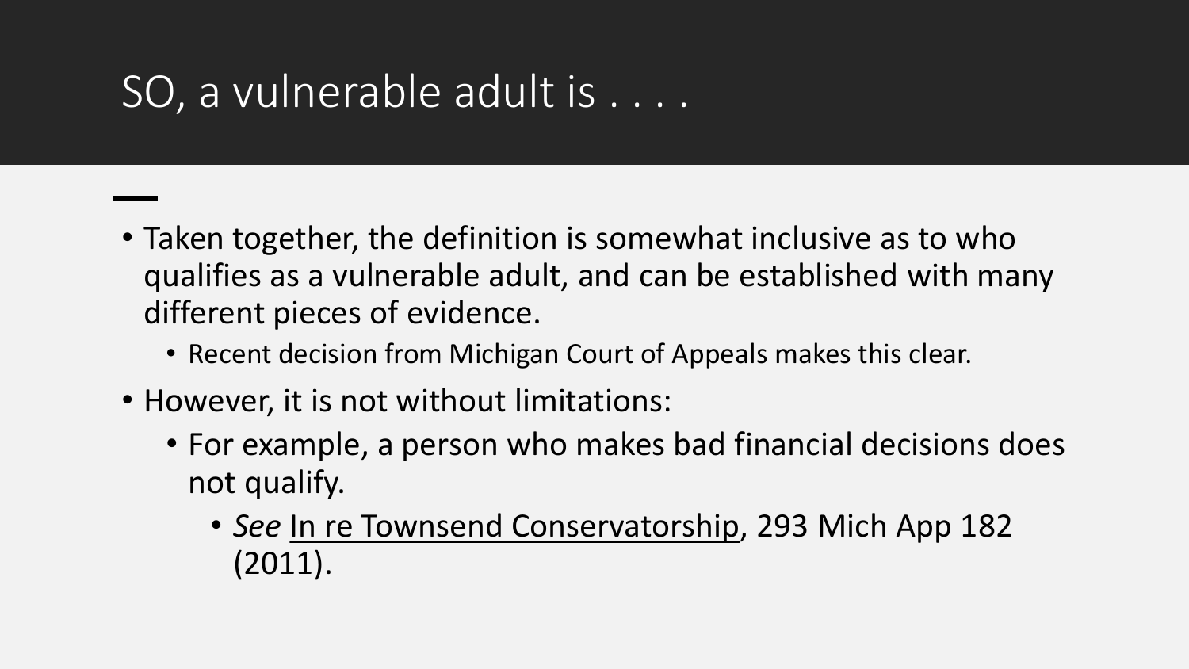# SO, a vulnerable adult is . . . .

- Taken together, the definition is somewhat inclusive as to who qualifies as a vulnerable adult, and can be established with many different pieces of evidence.
  - Recent decision from Michigan Court of Appeals makes this clear.
- However, it is not without limitations:
  - For example, a person who makes bad financial decisions does not qualify.
    - *See* In re Townsend Conservatorship, 293 Mich App 182 (2011).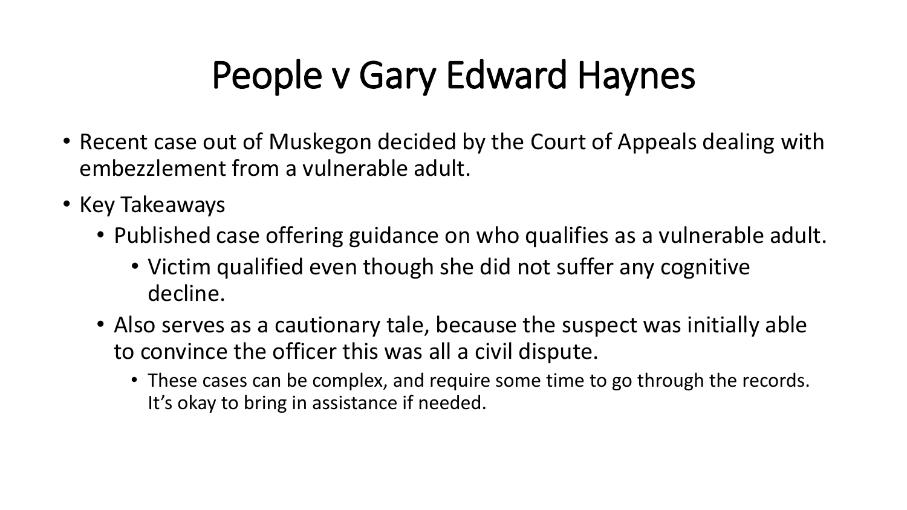# People v Gary Edward Haynes

- Recent case out of Muskegon decided by the Court of Appeals dealing with embezzlement from a vulnerable adult.
- Key Takeaways
  - Published case offering guidance on who qualifies as a vulnerable adult.
    - Victim qualified even though she did not suffer any cognitive decline.
  - Also serves as a cautionary tale, because the suspect was initially able to convince the officer this was all a civil dispute.
    - These cases can be complex, and require some time to go through the records. It's okay to bring in assistance if needed.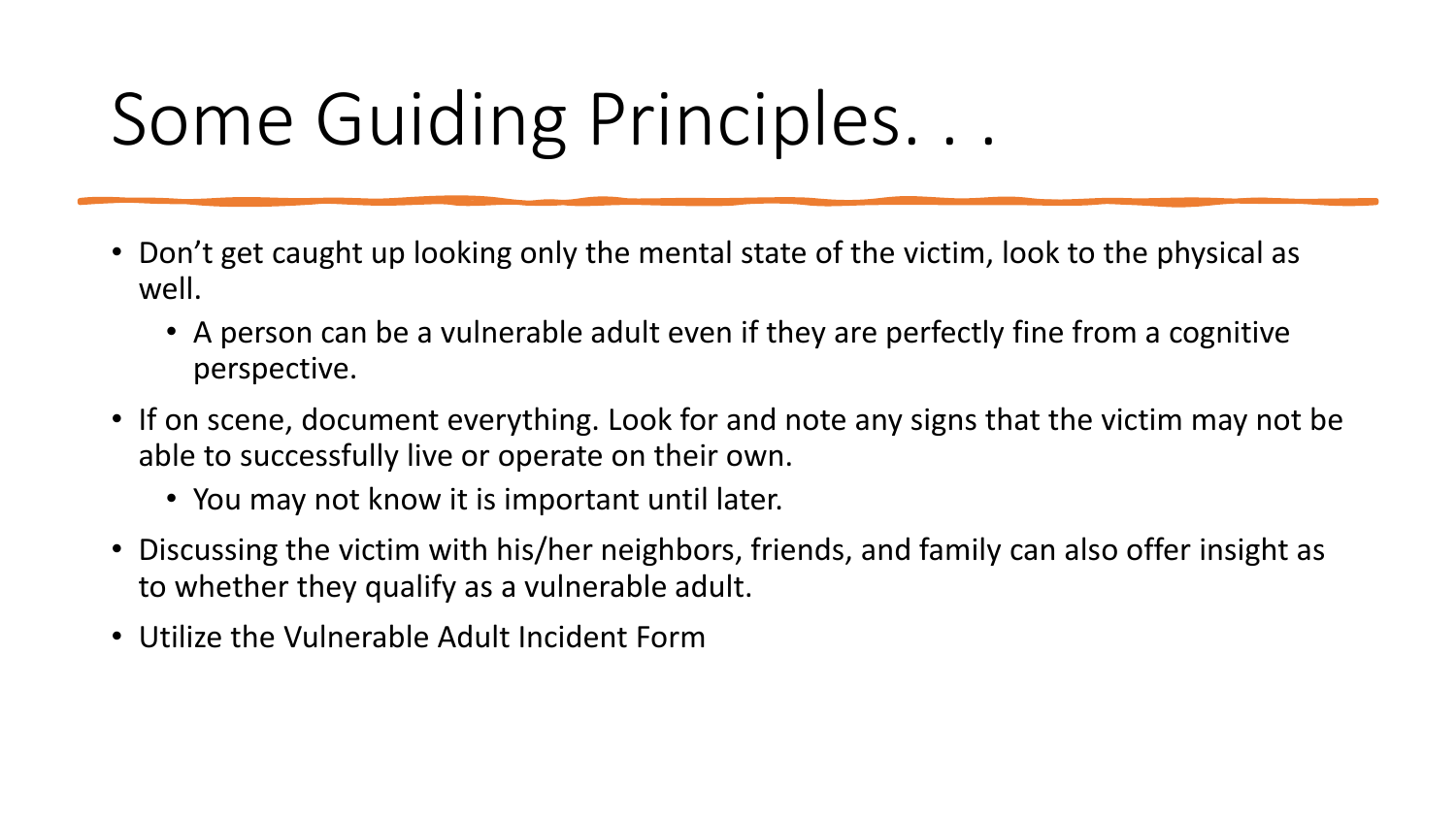# Some Guiding Principles. . .

- Don't get caught up looking only the mental state of the victim, look to the physical as well.
  - A person can be a vulnerable adult even if they are perfectly fine from a cognitive perspective.
- If on scene, document everything. Look for and note any signs that the victim may not be able to successfully live or operate on their own.
  - You may not know it is important until later.
- Discussing the victim with his/her neighbors, friends, and family can also offer insight as to whether they qualify as a vulnerable adult.
- Utilize the Vulnerable Adult Incident Form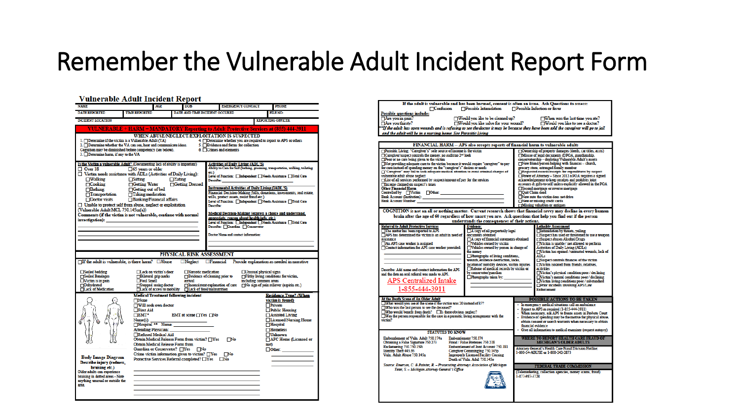# Remember the Vulnerable Adult Incident Report Form

## Vulnerable Adult Incident Report

| NAME | AGE | DOB | EMERGENCY CONTACT | PHONE |
|---|---|---|---|---|
| DATE REPORTED | TIME REPORTED | DATE AND TIME INCIDENT OCCURED | | FILE NO: |
| INCIDENT LOCATION | | | | REPORTING OFFICER |

**VULNERABLE + HARM = MANDATORY Reporting to Adult Protective Services at (855) 444-3911**

**WHEN ABUSE/NEGLECT/EXPLOITATION IS SUSPECTED**

1. ☐ Determine if the victim is a Vulnerable Adult (VA)
2. ☐ Determine whether the VA can see, hear and communicate ideas. Cognition may be diminished before competency (see below).
3. ☐ Determine harm, if any to the VA
4. ☐ Determine whether you are required to report to APS or others
5. ☐ Evidence and forms for collection
6. ☐ Crimes and elements

**Is the Victim a vulnerable Adult?** (Documenting lack of ability is important)

- ☐ Over 18 ☐ 65 years or older
- ☐ Victim needs assistance with ADLs (Activities of Daily Living):
  - ☐ Walking ☐ Sitting ☐ Eating
  - ☐ Cooking ☐ Getting Water ☐ Getting Dressed
  - ☐ Bathing ☐ Getting out of bed
  - ☐ Transportation ☐ Taking medication
  - ☐ Doctor visits ☐ Banking/Financial affairs
- ☐ Unable to protect self from abuse, neglect or exploitation (Vulnerable Adult MCL 750.145m(u))

**Comments (if the victim is not vulnerable, continue with normal investigation):**

**Activities of Daily Living (ADL'S)**
Ability to Care for Self (bathing, grooming, transportation, walking, toileting etc.)
Level of Function: ☐ Independent ☐ Needs Assistance ☐ Total Care
Describe:

**Instrumental Activities of Daily Living (IADL'S)**
Financial Decision-Making (bills, donations, investments, real estate, wills, protect assets, resist fraud etc.)
Level of Function: ☐ Independent ☐ Needs Assistance ☐ Total Care
Describe:

**Medical Decision-Making (express a choice and understand, appreciate, reason about health info. etc.)**
Level of Function: ☐ Independent ☐ Needs Assistance ☐ Total Care
Describe: ☐ Guardian ☐ Conservator

Doctor Name and contact information:

**PHYSICAL RISK ASSESSMENT**

☐ If the adult is vulnerable, is there harm? ☐ Abuse ☐ Neglect ☐ Financial Provide explanation as needed in narrative

- ☐ Soiled bedding ☐ Lack on victim's door ☐ Narcotic medication ☐ Unusual physical signs
- ☐ Soiled Bandages ☐ Bilateral grip marks ☐ Evidence of cleaning prior to arrival ☐ Filthy living conditions for victim, including common areas
- ☐ Victim is in pain ☐ Foul Smell
- ☐ Dehydrated ☐ Stopped seeing doctor ☐ Inconsistent explanation of care ☐ No sign of pain reliever (aspirin etc.)
- ☐ Lack of Medication ☐ Lack of access to mobility ☐ Lack of food/malnutrition

**Body Image Diagram**
Describe injury (redness, bruising etc.)
Older adults can experience bruising in dotted areas - Note anything unusual or outside the area.

**Medical Treatment following incident**
- ☐ None
- ☐ Will seek own doctor
- ☐ First Aid
- ☐ EMT* EMT at scene ☐ Yes ☐ No
- Name(s):
- ☐ Hospital ** Name:
- Attending Physician:
- ☐ Refused Medical Aid
- Obtain Medical Release Form from victim? ☐ Yes ☐ No
- Obtain Medical Release Form from Guardian or Conservator? ☐ Yes ☐ No
- Crime victim information given to victim? ☐ Yes ☐ No
- Protective Services Referral completed? ☐ Yes ☐ No

**Residence Type? (When victim is found)**
- ☐ Private
- ☐ Public Housing
- ☐ Assisted Living
- ☐ Licensed Nursing Home
- ☐ Hospital
- ☐ Homeless
- ☐ Unknown
- ☐ AFC Home (Licensed or not)
- ☐ Other:

---

**If the adult is vulnerable and has been harmed, consent is often an issue. Ask Questions to assess:** ☐ Confusion ☐ Possible Intimidation ☐ Possible Infection or fever

Possible questions include:
- ☐ Are you in pain? ☐ Would you like to be cleaned up? ☐ When was the last time you ate?
- ☐ Are you thirsty? ☐ Would you like salve for your wound? ☐ Would you like to see a doctor?

*\*\*If the adult has open wounds and is refusing to see the doctor it may be because they have been told the caregiver will go to jail and the adult will be in a nursing home. See Parasitic Living*

**FINANCIAL HARM – APS also accepts reports of financial harm to vulnerable adults**

- ☐ Parasitic Living: "Caregiver's" sole source of income is the victim
- ☐ Caregiver/suspect controls the money, no audit/no 2nd look
- ☐ Poor or no care being given to the victim
- ☐ Not providing adequate care to the victim because it would require "caregiver" to pay for care instead of spending money on the "caregiver's" desires or needs
- ☐ "Caregiver" may fail to seek adequate medical attention to avoid criminal charges of vulnerable adult abuse neglect
- ☐ List of all services performed by suspect/amount of pay for the services
- ☐ Income claimed on suspect's taxes

**Other Financial Harm**
Controlled by ☐ Victim ☐ Other:
Bank Account (Institution):
Bank Account Number:

- ☐ Ownership of property damages (deeds, car titles, accts)
- ☐ Misuse of legal documents (DPOA, guardianship, conservatorship – depleting Vulnerable Adult's assets
- ☐ New friend/person helping with finances – church, grocery store, estranged family member
- ☐ Requested records/receipt for expenditures by suspect
- ☐ Power of Attorney – Since 2012 a POA requires a signed acknowledgement to keep receipts and prohibits joint accounts & gifts-to-self unless explicitly allowed in the POA
- ☐ Second mortgage or reverse mortgage
- ☐ Quit Claim deed
- ☐ New auto the victim does not drive
- ☐ New or missing credit cards
- ☐ Missing valuables or antiques

**COGNITION is not an all or nothing matter. Current research shows that financial savvy may decline in every human brain after the age of 60 regardless of how smart you are. Ask questions that help you find out if the person understands the consequences of their actions.**

**Referral to Adult Protective Services**
- ☐ The matter has been reported to APS
- ☐ APS has determined the victim is an adult in need of assistance
- ☐ An APS case worker is assigned
- ☐ Contact information for APS case worker provided:

Describe: Add name and contact information for APS and the date an oral referral was made to APS.

**APS Centralized Intake**
**1-855-444-3911**

**Evidence:**
- ☐ A copy of all purportedly legal documents obtained
- ☐ A copy of financial statements obtained
- ☐ Vehicles owned by victim
- ☐ Vehicles owned by person in charge of the money
- ☐ Photographs of living conditions, wounds, evidence destruction, locks, locations of mobility devices, victim injuries
- ☐ Release of medical records by victim or by conservator/guardian
- ☐ Photographs taken by:

**Lethality Assessment**
- ☐ Intimidation by threats, yelling
- ☐ Suspect has used or threatened to use a weapon
- ☐ Suspect abuses Alcohol/Drugs
- ☐ Victim is unable / not allowed to perform Activities of Daily Living (ADLs)
- ☐ Victim has opened / untreated wounds, lack of ADLs
- ☐ Suspect controls finances of the victim
- ☐ Victim isolated from friends, relatives, activities
- ☐ Victim's physical condition poor / declining
- ☐ Victim's mental conditions poor / declining
- ☐ Victim living conditions poor / substandard
- ☐ Prior incidents involving APS/Law Enforcement

**At the Death Scene of An Older Adult**
- ☐ What would you see at the scene if the victim was 20 instead of 87?
- ☐ Who was the last person to see the deceased?
- ☐ Who would benefit from death? ☐ Is there obvious neglect?
- ☐ Was the person responsible for the care in a parasitic living arrangement with the victim?

**POSSIBLE ACTIONS TO BE TAKEN**
- In emergency medical situations call an ambulance
- Report to APS as required (1-855-444-3911)
- When necessary, ask APS to freeze assets in Probate Court
- Evidence of spending may be the motive for physical abuse, obtain consent or search warrants when necessary to obtain financial evidence
- Give all information to medical examiner (request autopsy)

**STATUTES TO KNOW**

| | |
|---|---|
| Embezzlement of Vuln. Adult 750.174a | Embezzlement 750.174 |
| Obtaining a False Signature 750.273 | Fraud / False Pretenses 750.218 |
| Racketeering 750.159i | Embezzlement of Joint Account 750.181 |
| Identity Theft 445.65 | Caregiver Committing 750.145p |
| Vuln. Adult Abuse 750.145a | Improperly Licensed Facility Causing Death of Vuln. Adult 750.145o |

*Source: Emerson, C. & Pointer, R. – Prosecuting Attorneys Association of Michigan Toter, S. – Michigan Attorney General's Office*

**WHERE TO REPORT HEALTH CARE FRAUD OF MICHIGAN'S OLDER ADULTS**
Attorney General's Health Care Fraud Division Hotline:
1-800-24-ABUSE or 1-800-242-2873

**FEDERAL TRADE COMMISSION**
(Telemarketing, collection agencies, money scams, fraud)
1-877-987-3728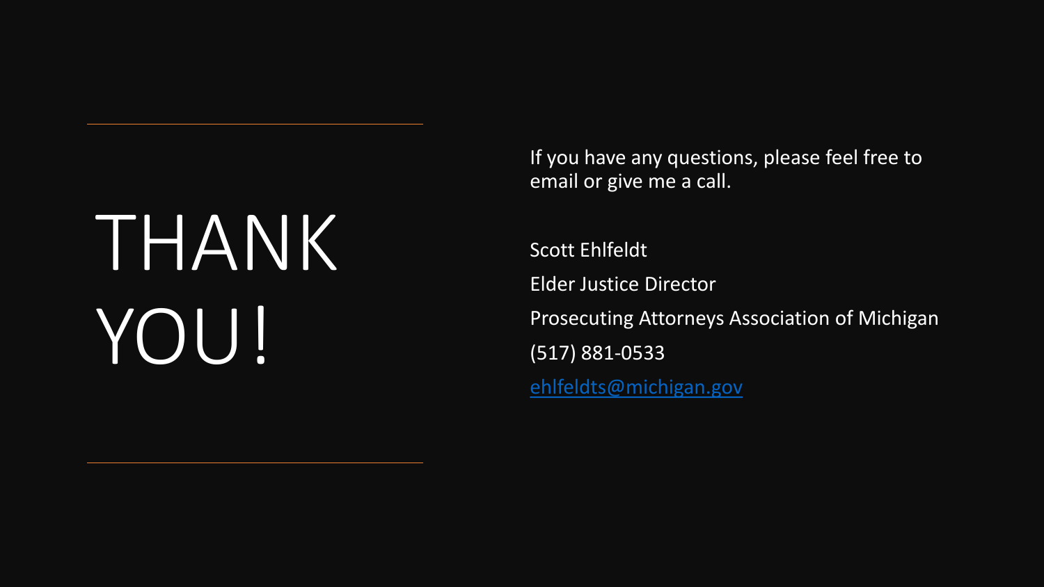# THANK YOU!

If you have any questions, please feel free to email or give me a call.

Scott Ehlfeldt

Elder Justice Director

Prosecuting Attorneys Association of Michigan

(517) 881-0533

ehlfeldts@michigan.gov